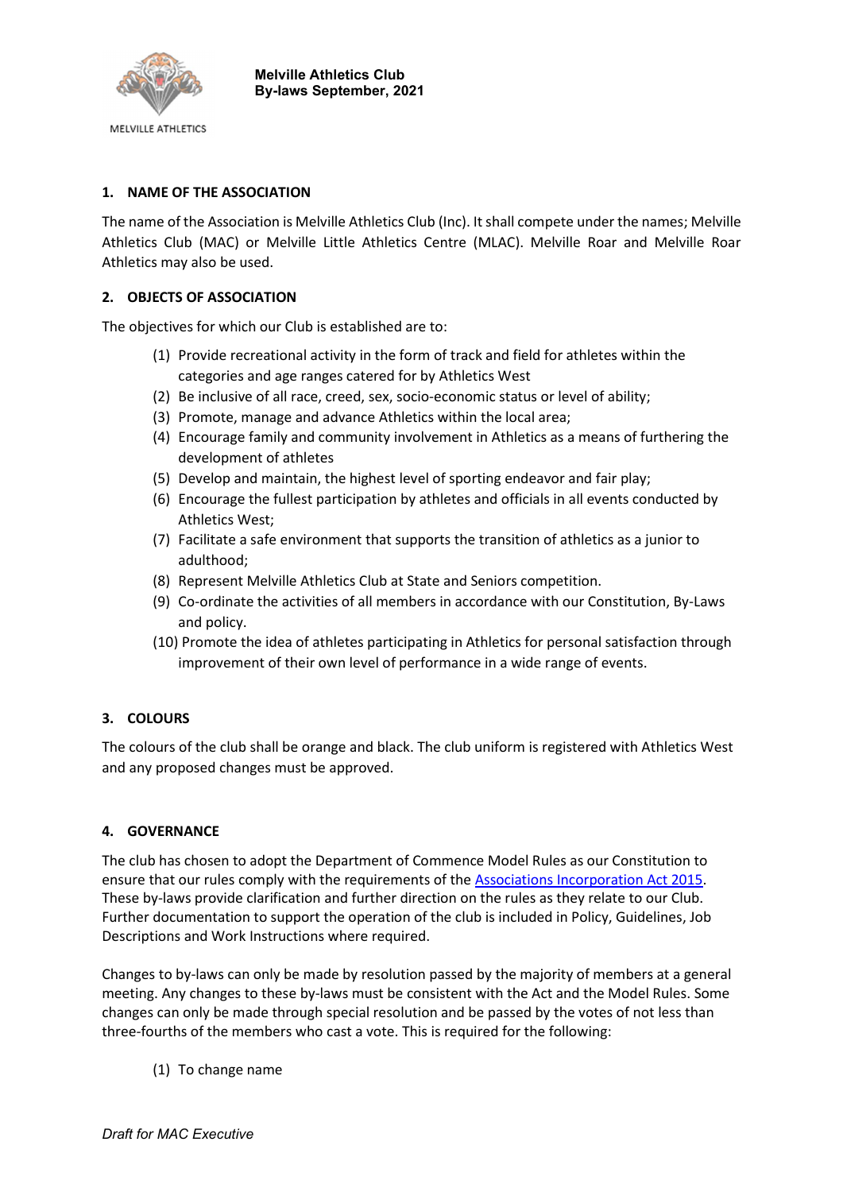MELVILLE ATHLETICS

**Melville Athletics Club**
**By-laws September, 2021**

## 1. NAME OF THE ASSOCIATION

The name of the Association is Melville Athletics Club (Inc). It shall compete under the names; Melville Athletics Club (MAC) or Melville Little Athletics Centre (MLAC). Melville Roar and Melville Roar Athletics may also be used.

## 2. OBJECTS OF ASSOCIATION

The objectives for which our Club is established are to:

(1) Provide recreational activity in the form of track and field for athletes within the categories and age ranges catered for by Athletics West
(2) Be inclusive of all race, creed, sex, socio-economic status or level of ability;
(3) Promote, manage and advance Athletics within the local area;
(4) Encourage family and community involvement in Athletics as a means of furthering the development of athletes
(5) Develop and maintain, the highest level of sporting endeavor and fair play;
(6) Encourage the fullest participation by athletes and officials in all events conducted by Athletics West;
(7) Facilitate a safe environment that supports the transition of athletics as a junior to adulthood;
(8) Represent Melville Athletics Club at State and Seniors competition.
(9) Co-ordinate the activities of all members in accordance with our Constitution, By-Laws and policy.
(10) Promote the idea of athletes participating in Athletics for personal satisfaction through improvement of their own level of performance in a wide range of events.

## 3. COLOURS

The colours of the club shall be orange and black. The club uniform is registered with Athletics West and any proposed changes must be approved.

## 4. GOVERNANCE

The club has chosen to adopt the Department of Commence Model Rules as our Constitution to ensure that our rules comply with the requirements of the Associations Incorporation Act 2015. These by-laws provide clarification and further direction on the rules as they relate to our Club. Further documentation to support the operation of the club is included in Policy, Guidelines, Job Descriptions and Work Instructions where required.

Changes to by-laws can only be made by resolution passed by the majority of members at a general meeting. Any changes to these by-laws must be consistent with the Act and the Model Rules. Some changes can only be made through special resolution and be passed by the votes of not less than three-fourths of the members who cast a vote. This is required for the following:

(1) To change name

*Draft for MAC Executive*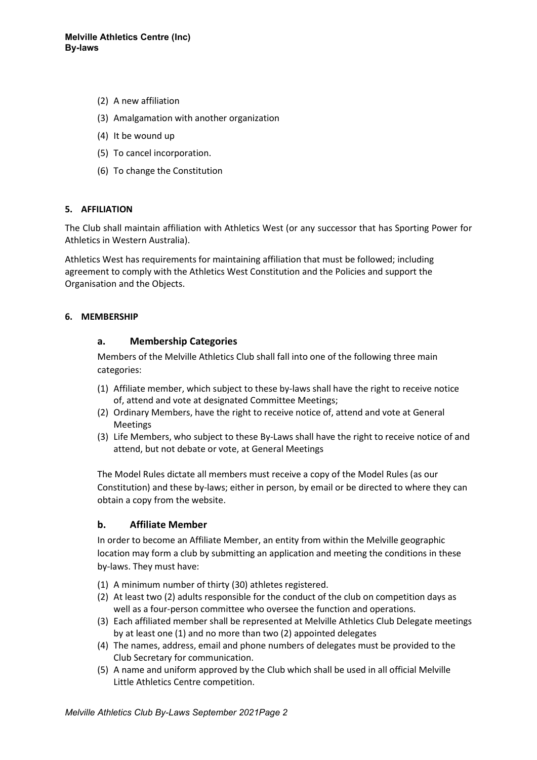(2) A new affiliation

(3) Amalgamation with another organization

(4) It be wound up

(5) To cancel incorporation.

(6) To change the Constitution

**5. AFFILIATION**

The Club shall maintain affiliation with Athletics West (or any successor that has Sporting Power for Athletics in Western Australia).

Athletics West has requirements for maintaining affiliation that must be followed; including agreement to comply with the Athletics West Constitution and the Policies and support the Organisation and the Objects.

**6. MEMBERSHIP**

### a. Membership Categories

Members of the Melville Athletics Club shall fall into one of the following three main categories:

(1) Affiliate member, which subject to these by-laws shall have the right to receive notice of, attend and vote at designated Committee Meetings;

(2) Ordinary Members, have the right to receive notice of, attend and vote at General Meetings

(3) Life Members, who subject to these By-Laws shall have the right to receive notice of and attend, but not debate or vote, at General Meetings

The Model Rules dictate all members must receive a copy of the Model Rules (as our Constitution) and these by-laws; either in person, by email or be directed to where they can obtain a copy from the website.

### b. Affiliate Member

In order to become an Affiliate Member, an entity from within the Melville geographic location may form a club by submitting an application and meeting the conditions in these by-laws. They must have:

(1) A minimum number of thirty (30) athletes registered.

(2) At least two (2) adults responsible for the conduct of the club on competition days as well as a four-person committee who oversee the function and operations.

(3) Each affiliated member shall be represented at Melville Athletics Club Delegate meetings by at least one (1) and no more than two (2) appointed delegates

(4) The names, address, email and phone numbers of delegates must be provided to the Club Secretary for communication.

(5) A name and uniform approved by the Club which shall be used in all official Melville Little Athletics Centre competition.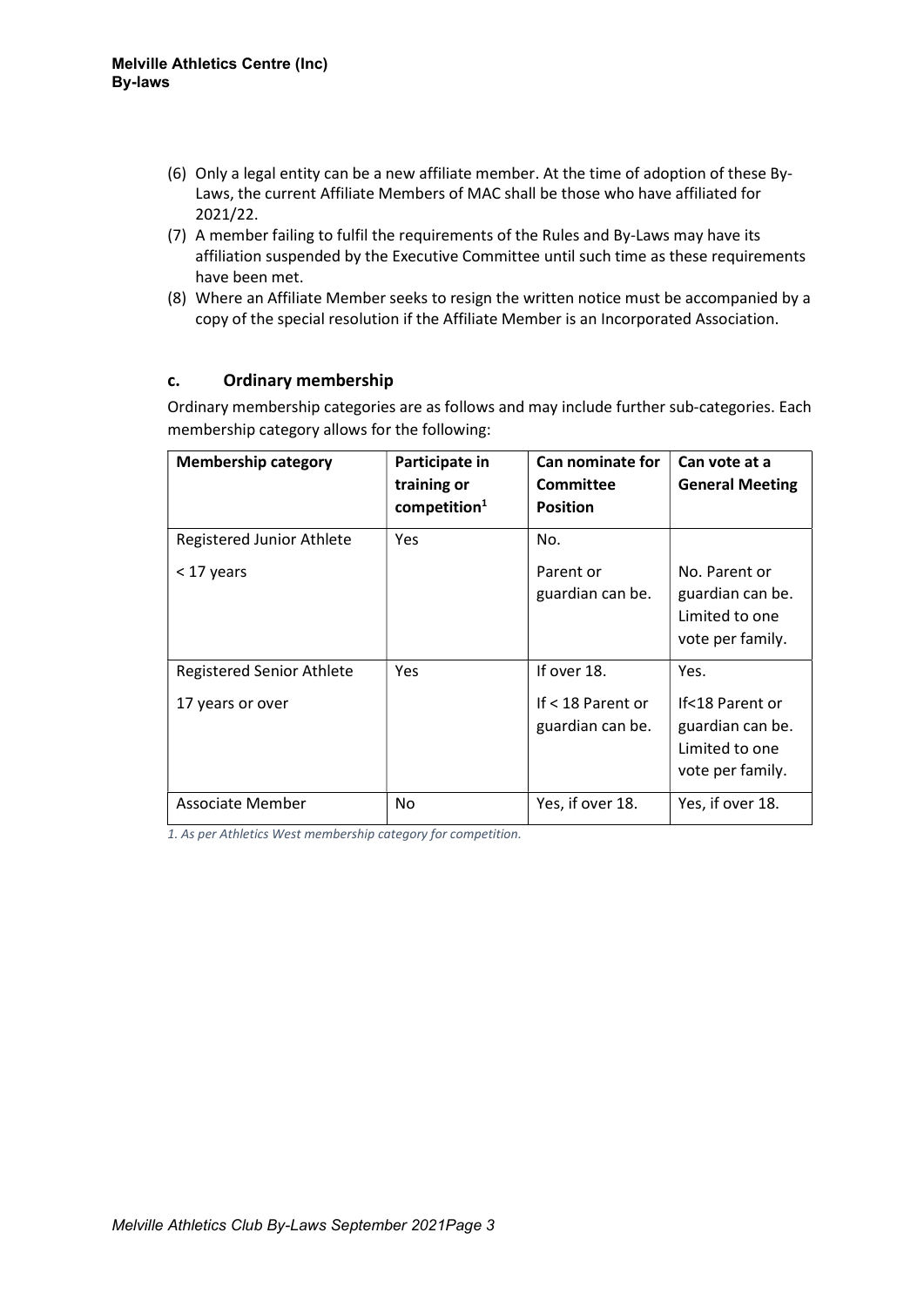(6) Only a legal entity can be a new affiliate member. At the time of adoption of these By-Laws, the current Affiliate Members of MAC shall be those who have affiliated for 2021/22.

(7) A member failing to fulfil the requirements of the Rules and By-Laws may have its affiliation suspended by the Executive Committee until such time as these requirements have been met.

(8) Where an Affiliate Member seeks to resign the written notice must be accompanied by a copy of the special resolution if the Affiliate Member is an Incorporated Association.

### c. Ordinary membership

Ordinary membership categories are as follows and may include further sub-categories. Each membership category allows for the following:

| Membership category | Participate in training or competition[1] | Can nominate for Committee Position | Can vote at a General Meeting |
|---|---|---|---|
| Registered Junior Athlete<br>< 17 years | Yes | No.<br>Parent or guardian can be. | No. Parent or guardian can be. Limited to one vote per family. |
| Registered Senior Athlete<br>17 years or over | Yes | If over 18.<br>If < 18 Parent or guardian can be. | Yes.<br>If<18 Parent or guardian can be. Limited to one vote per family. |
| Associate Member | No | Yes, if over 18. | Yes, if over 18. |

*1. As per Athletics West membership category for competition.*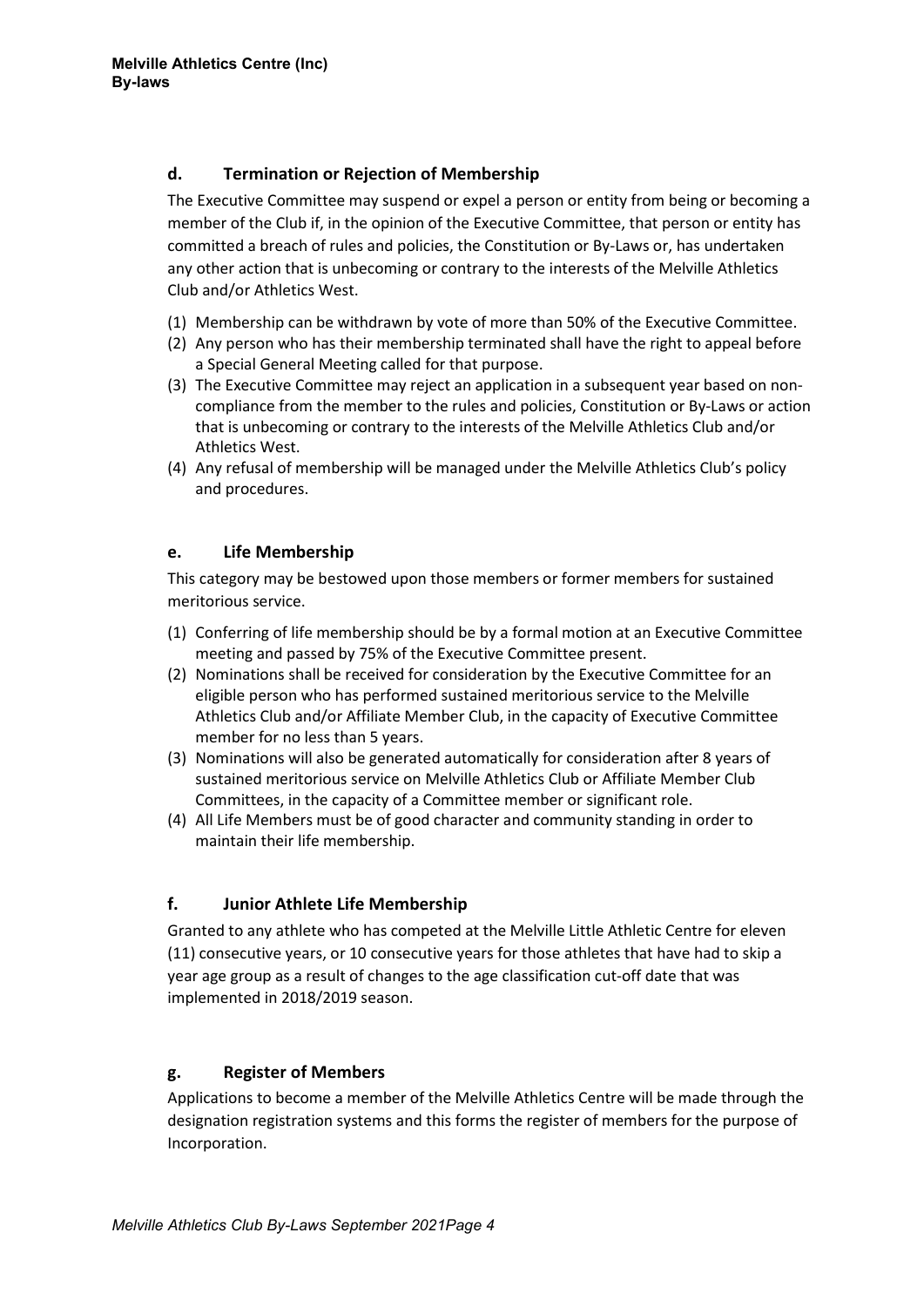### d. Termination or Rejection of Membership

The Executive Committee may suspend or expel a person or entity from being or becoming a member of the Club if, in the opinion of the Executive Committee, that person or entity has committed a breach of rules and policies, the Constitution or By-Laws or, has undertaken any other action that is unbecoming or contrary to the interests of the Melville Athletics Club and/or Athletics West.

(1) Membership can be withdrawn by vote of more than 50% of the Executive Committee.
(2) Any person who has their membership terminated shall have the right to appeal before a Special General Meeting called for that purpose.
(3) The Executive Committee may reject an application in a subsequent year based on non-compliance from the member to the rules and policies, Constitution or By-Laws or action that is unbecoming or contrary to the interests of the Melville Athletics Club and/or Athletics West.
(4) Any refusal of membership will be managed under the Melville Athletics Club's policy and procedures.

### e. Life Membership

This category may be bestowed upon those members or former members for sustained meritorious service.

(1) Conferring of life membership should be by a formal motion at an Executive Committee meeting and passed by 75% of the Executive Committee present.
(2) Nominations shall be received for consideration by the Executive Committee for an eligible person who has performed sustained meritorious service to the Melville Athletics Club and/or Affiliate Member Club, in the capacity of Executive Committee member for no less than 5 years.
(3) Nominations will also be generated automatically for consideration after 8 years of sustained meritorious service on Melville Athletics Club or Affiliate Member Club Committees, in the capacity of a Committee member or significant role.
(4) All Life Members must be of good character and community standing in order to maintain their life membership.

### f. Junior Athlete Life Membership

Granted to any athlete who has competed at the Melville Little Athletic Centre for eleven (11) consecutive years, or 10 consecutive years for those athletes that have had to skip a year age group as a result of changes to the age classification cut-off date that was implemented in 2018/2019 season.

### g. Register of Members

Applications to become a member of the Melville Athletics Centre will be made through the designation registration systems and this forms the register of members for the purpose of Incorporation.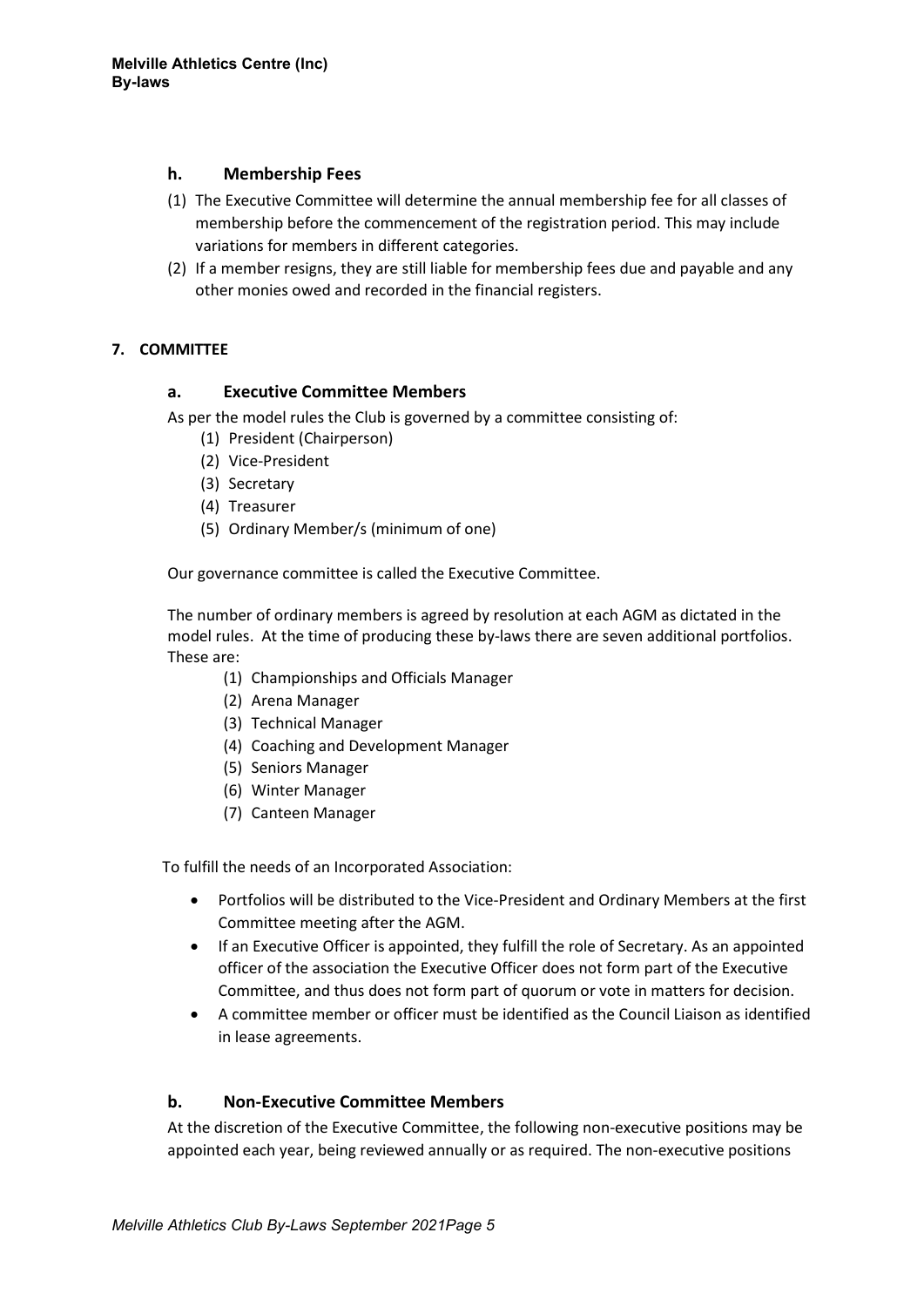### h. Membership Fees

(1) The Executive Committee will determine the annual membership fee for all classes of membership before the commencement of the registration period. This may include variations for members in different categories.

(2) If a member resigns, they are still liable for membership fees due and payable and any other monies owed and recorded in the financial registers.

## 7. COMMITTEE

### a. Executive Committee Members

As per the model rules the Club is governed by a committee consisting of:

(1) President (Chairperson)
(2) Vice-President
(3) Secretary
(4) Treasurer
(5) Ordinary Member/s (minimum of one)

Our governance committee is called the Executive Committee.

The number of ordinary members is agreed by resolution at each AGM as dictated in the model rules. At the time of producing these by-laws there are seven additional portfolios. These are:

(1) Championships and Officials Manager
(2) Arena Manager
(3) Technical Manager
(4) Coaching and Development Manager
(5) Seniors Manager
(6) Winter Manager
(7) Canteen Manager

To fulfill the needs of an Incorporated Association:

- Portfolios will be distributed to the Vice-President and Ordinary Members at the first Committee meeting after the AGM.
- If an Executive Officer is appointed, they fulfill the role of Secretary. As an appointed officer of the association the Executive Officer does not form part of the Executive Committee, and thus does not form part of quorum or vote in matters for decision.
- A committee member or officer must be identified as the Council Liaison as identified in lease agreements.

### b. Non-Executive Committee Members

At the discretion of the Executive Committee, the following non-executive positions may be appointed each year, being reviewed annually or as required. The non-executive positions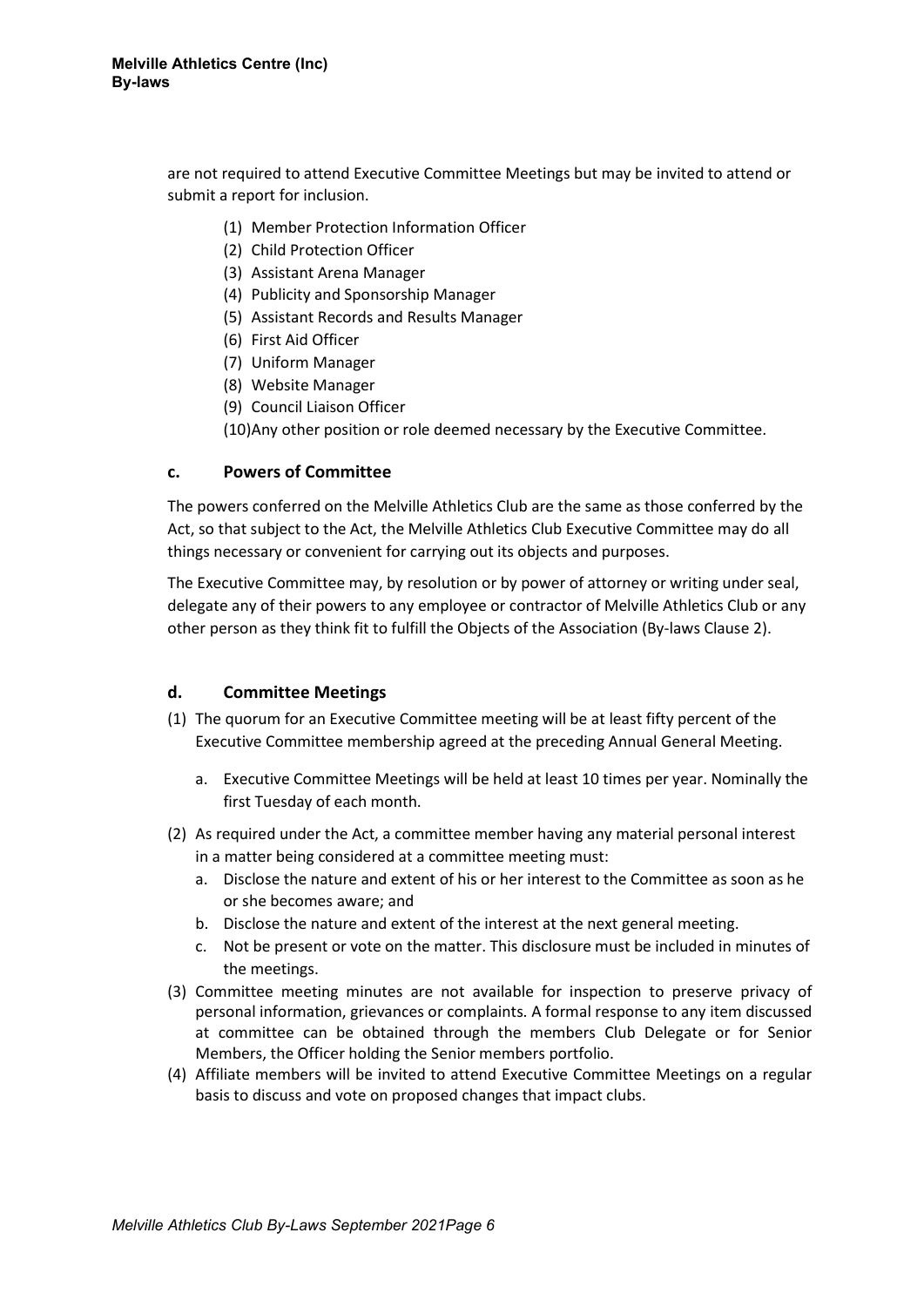are not required to attend Executive Committee Meetings but may be invited to attend or submit a report for inclusion.

(1) Member Protection Information Officer
(2) Child Protection Officer
(3) Assistant Arena Manager
(4) Publicity and Sponsorship Manager
(5) Assistant Records and Results Manager
(6) First Aid Officer
(7) Uniform Manager
(8) Website Manager
(9) Council Liaison Officer
(10)Any other position or role deemed necessary by the Executive Committee.

### c. Powers of Committee

The powers conferred on the Melville Athletics Club are the same as those conferred by the Act, so that subject to the Act, the Melville Athletics Club Executive Committee may do all things necessary or convenient for carrying out its objects and purposes.

The Executive Committee may, by resolution or by power of attorney or writing under seal, delegate any of their powers to any employee or contractor of Melville Athletics Club or any other person as they think fit to fulfill the Objects of the Association (By-laws Clause 2).

### d. Committee Meetings

(1) The quorum for an Executive Committee meeting will be at least fifty percent of the Executive Committee membership agreed at the preceding Annual General Meeting.
   a. Executive Committee Meetings will be held at least 10 times per year. Nominally the first Tuesday of each month.
(2) As required under the Act, a committee member having any material personal interest in a matter being considered at a committee meeting must:
   a. Disclose the nature and extent of his or her interest to the Committee as soon as he or she becomes aware; and
   b. Disclose the nature and extent of the interest at the next general meeting.
   c. Not be present or vote on the matter. This disclosure must be included in minutes of the meetings.
(3) Committee meeting minutes are not available for inspection to preserve privacy of personal information, grievances or complaints. A formal response to any item discussed at committee can be obtained through the members Club Delegate or for Senior Members, the Officer holding the Senior members portfolio.
(4) Affiliate members will be invited to attend Executive Committee Meetings on a regular basis to discuss and vote on proposed changes that impact clubs.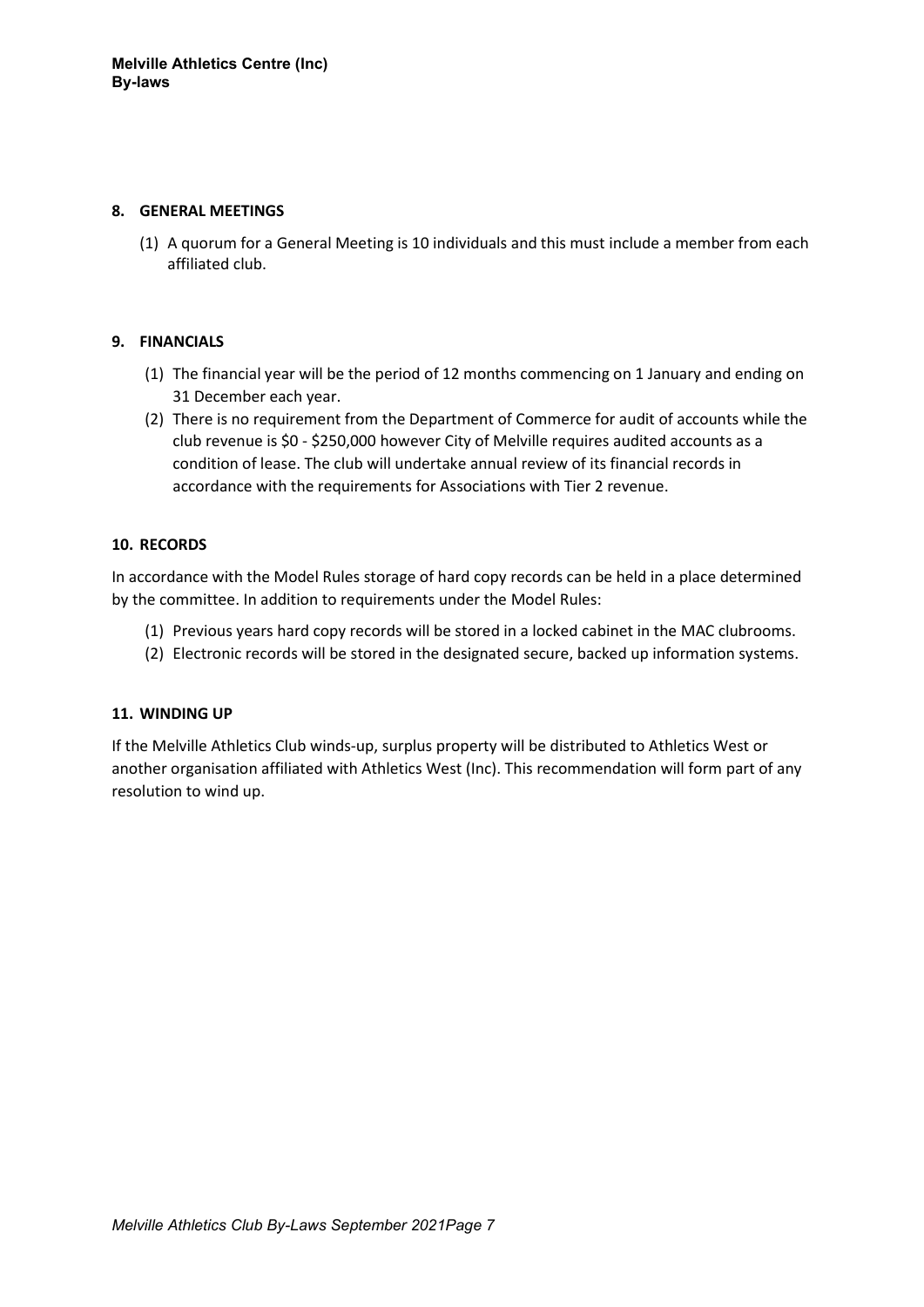## 8. GENERAL MEETINGS

(1) A quorum for a General Meeting is 10 individuals and this must include a member from each affiliated club.

## 9. FINANCIALS

(1) The financial year will be the period of 12 months commencing on 1 January and ending on 31 December each year.

(2) There is no requirement from the Department of Commerce for audit of accounts while the club revenue is $0 - $250,000 however City of Melville requires audited accounts as a condition of lease. The club will undertake annual review of its financial records in accordance with the requirements for Associations with Tier 2 revenue.

## 10. RECORDS

In accordance with the Model Rules storage of hard copy records can be held in a place determined by the committee. In addition to requirements under the Model Rules:

(1) Previous years hard copy records will be stored in a locked cabinet in the MAC clubrooms.

(2) Electronic records will be stored in the designated secure, backed up information systems.

## 11. WINDING UP

If the Melville Athletics Club winds-up, surplus property will be distributed to Athletics West or another organisation affiliated with Athletics West (Inc). This recommendation will form part of any resolution to wind up.